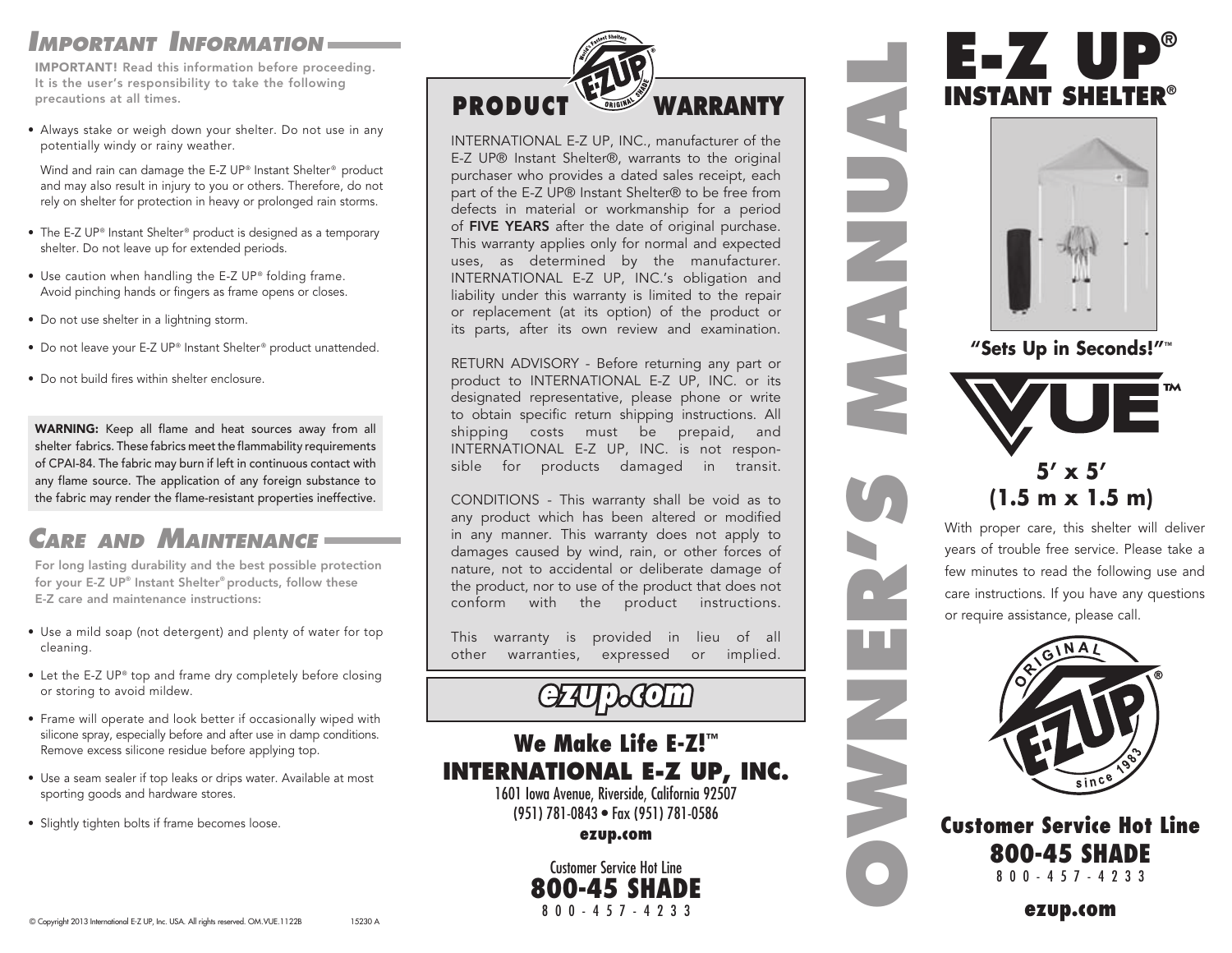## Important Information

**IMPORTANT!** Read this information before proceeding. It is the user's responsibility to take the following precautions at all times.

- Always stake or weigh down your shelter. Do not use in any potentially windy or rainy weather.

  Wind and rain can damage the E-Z UP® Instant Shelter® product and may also result in injury to you or others. Therefore, do not rely on shelter for protection in heavy or prolonged rain storms.

- The E-Z UP® Instant Shelter® product is designed as a temporary shelter. Do not leave up for extended periods.
- Use caution when handling the E-Z UP® folding frame. Avoid pinching hands or fingers as frame opens or closes.
- Do not use shelter in a lightning storm.
- Do not leave your E-Z UP® Instant Shelter® product unattended.
- Do not build fires within shelter enclosure.

**WARNING:** Keep all flame and heat sources away from all shelter fabrics. These fabrics meet the flammability requirements of CPAI-84. The fabric may burn if left in continuous contact with any flame source. The application of any foreign substance to the fabric may render the flame-resistant properties ineffective.

## Care and Maintenance

For long lasting durability and the best possible protection for your E-Z UP® Instant Shelter® products, follow these E-Z care and maintenance instructions:

- Use a mild soap (not detergent) and plenty of water for top cleaning.
- Let the E-Z UP® top and frame dry completely before closing or storing to avoid mildew.
- Frame will operate and look better if occasionally wiped with silicone spray, especially before and after use in damp conditions. Remove excess silicone residue before applying top.
- Use a seam sealer if top leaks or drips water. Available at most sporting goods and hardware stores.
- Slightly tighten bolts if frame becomes loose.

© Copyright 2013 International E-Z UP, Inc. USA. All rights reserved. OM.VUE.1122B 15230 A

## Product Warranty

INTERNATIONAL E-Z UP, INC., manufacturer of the E-Z UP® Instant Shelter®, warrants to the original purchaser who provides a dated sales receipt, each part of the E-Z UP® Instant Shelter® to be free from defects in material or workmanship for a period of **FIVE YEARS** after the date of original purchase. This warranty applies only for normal and expected uses, as determined by the manufacturer. INTERNATIONAL E-Z UP, INC.'s obligation and liability under this warranty is limited to the repair or replacement (at its option) of the product or its parts, after its own review and examination.

RETURN ADVISORY - Before returning any part or product to INTERNATIONAL E-Z UP, INC. or its designated representative, please phone or write to obtain specific return shipping instructions. All shipping costs must be prepaid, and INTERNATIONAL E-Z UP, INC. is not responsible for products damaged in transit.

CONDITIONS - This warranty shall be void as to any product which has been altered or modified in any manner. This warranty does not apply to damages caused by wind, rain, or other forces of nature, not to accidental or deliberate damage of the product, nor to use of the product that does not conform with the product instructions.

This warranty is provided in lieu of all other warranties, expressed or implied.

**ezup.com**

**We Make Life E-Z!™**

**INTERNATIONAL E-Z UP, INC.**

1601 Iowa Avenue, Riverside, California 92507
(951) 781-0843 • Fax (951) 781-0586
**ezup.com**

Customer Service Hot Line
**800-45 SHADE**
800-457-4233

# OWNER'S MANUAL

# E-Z UP®
## INSTANT SHELTER®

**"Sets Up in Seconds!"™**

**VUE™**

**5' x 5'**
**(1.5 m x 1.5 m)**

With proper care, this shelter will deliver years of trouble free service. Please take a few minutes to read the following use and care instructions. If you have any questions or require assistance, please call.

ORIGINAL E-Z UP® since 1983

**Customer Service Hot Line**
**800-45 SHADE**
800-457-4233

**ezup.com**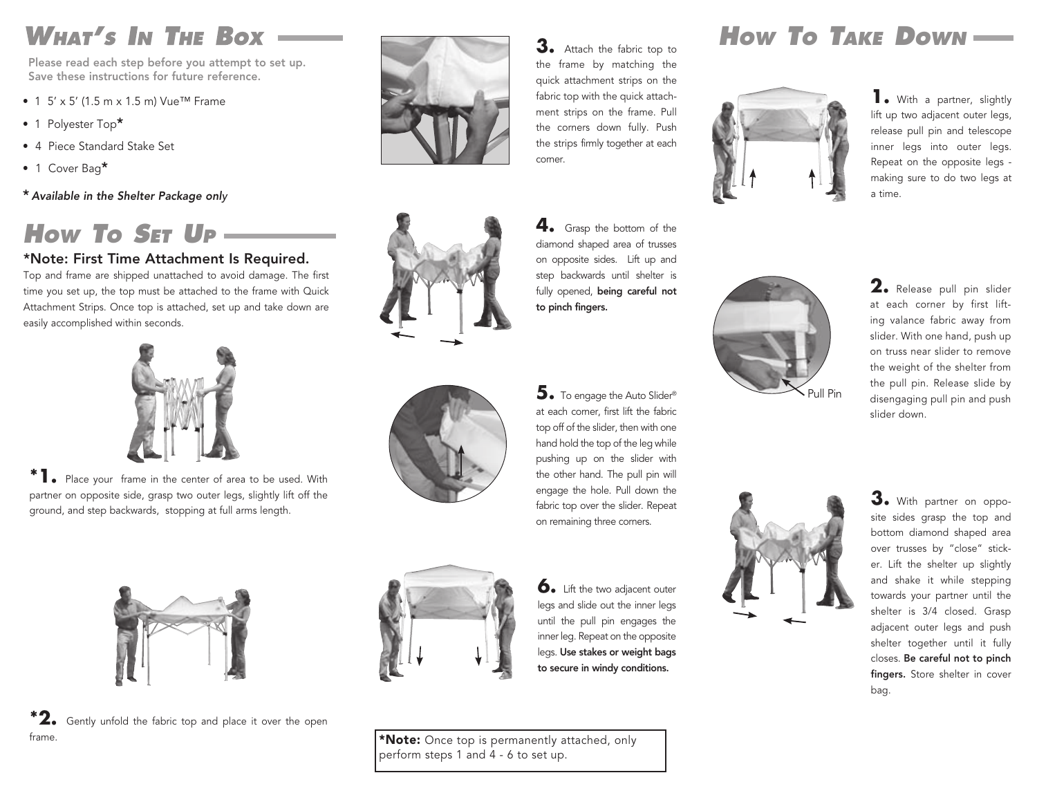## What's In The Box

**Please read each step before you attempt to set up. Save these instructions for future reference.**

- 1 5' x 5' (1.5 m x 1.5 m) Vue™ Frame
- 1 Polyester Top*
- 4 Piece Standard Stake Set
- 1 Cover Bag*

*\* Available in the Shelter Package only*

## How To Set Up

### *Note: First Time Attachment Is Required.

Top and frame are shipped unattached to avoid damage. The first time you set up, the top must be attached to the frame with Quick Attachment Strips. Once top is attached, set up and take down are easily accomplished within seconds.

***1.** Place your frame in the center of area to be used. With partner on opposite side, grasp two outer legs, slightly lift off the ground, and step backwards, stopping at full arms length.

***2.** Gently unfold the fabric top and place it over the open frame.

**3.** Attach the fabric top to the frame by matching the quick attachment strips on the fabric top with the quick attachment strips on the frame. Pull the corners down fully. Push the strips firmly together at each corner.

**4.** Grasp the bottom of the diamond shaped area of trusses on opposite sides. Lift up and step backwards until shelter is fully opened, **being careful not to pinch fingers.**

**5.** To engage the Auto Slider® at each corner, first lift the fabric top off of the slider, then with one hand hold the top of the leg while pushing up on the slider with the other hand. The pull pin will engage the hole. Pull down the fabric top over the slider. Repeat on remaining three corners.

**6.** Lift the two adjacent outer legs and slide out the inner legs until the pull pin engages the inner leg. Repeat on the opposite legs. **Use stakes or weight bags to secure in windy conditions.**

**\*Note:** Once top is permanently attached, only perform steps 1 and 4 - 6 to set up.

## How To Take Down

**1.** With a partner, slightly lift up two adjacent outer legs, release pull pin and telescope inner legs into outer legs. Repeat on the opposite legs - making sure to do two legs at a time.

Pull Pin

**2.** Release pull pin slider at each corner by first lifting valance fabric away from slider. With one hand, push up on truss near slider to remove the weight of the shelter from the pull pin. Release slide by disengaging pull pin and push slider down.

**3.** With partner on opposite sides grasp the top and bottom diamond shaped area over trusses by "close" sticker. Lift the shelter up slightly and shake it while stepping towards your partner until the shelter is 3/4 closed. Grasp adjacent outer legs and push shelter together until it fully closes. **Be careful not to pinch fingers.** Store shelter in cover bag.